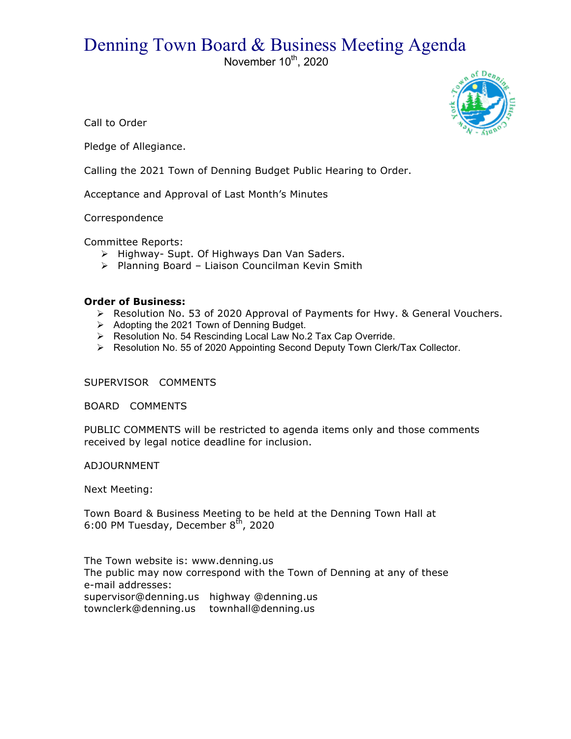# Denning Town Board & Business Meeting Agenda

November 10th, 2020

Call to Order

Pledge of Allegiance.

Calling the 2021 Town of Denning Budget Public Hearing to Order.

Acceptance and Approval of Last Month's Minutes

Correspondence

Committee Reports:

- Highway- Supt. Of Highways Dan Van Saders.
- Planning Board – Liaison Councilman Kevin Smith

**Order of Business:**

- Resolution No. 53 of 2020 Approval of Payments for Hwy. & General Vouchers.
- Adopting the 2021 Town of Denning Budget.
- Resolution No. 54 Rescinding Local Law No.2 Tax Cap Override.
- Resolution No. 55 of 2020 Appointing Second Deputy Town Clerk/Tax Collector.

SUPERVISOR COMMENTS

BOARD COMMENTS

PUBLIC COMMENTS will be restricted to agenda items only and those comments received by legal notice deadline for inclusion.

ADJOURNMENT

Next Meeting:

Town Board & Business Meeting to be held at the Denning Town Hall at 6:00 PM Tuesday, December 8th, 2020

The Town website is: www.denning.us
The public may now correspond with the Town of Denning at any of these e-mail addresses:
supervisor@denning.us highway @denning.us
townclerk@denning.us townhall@denning.us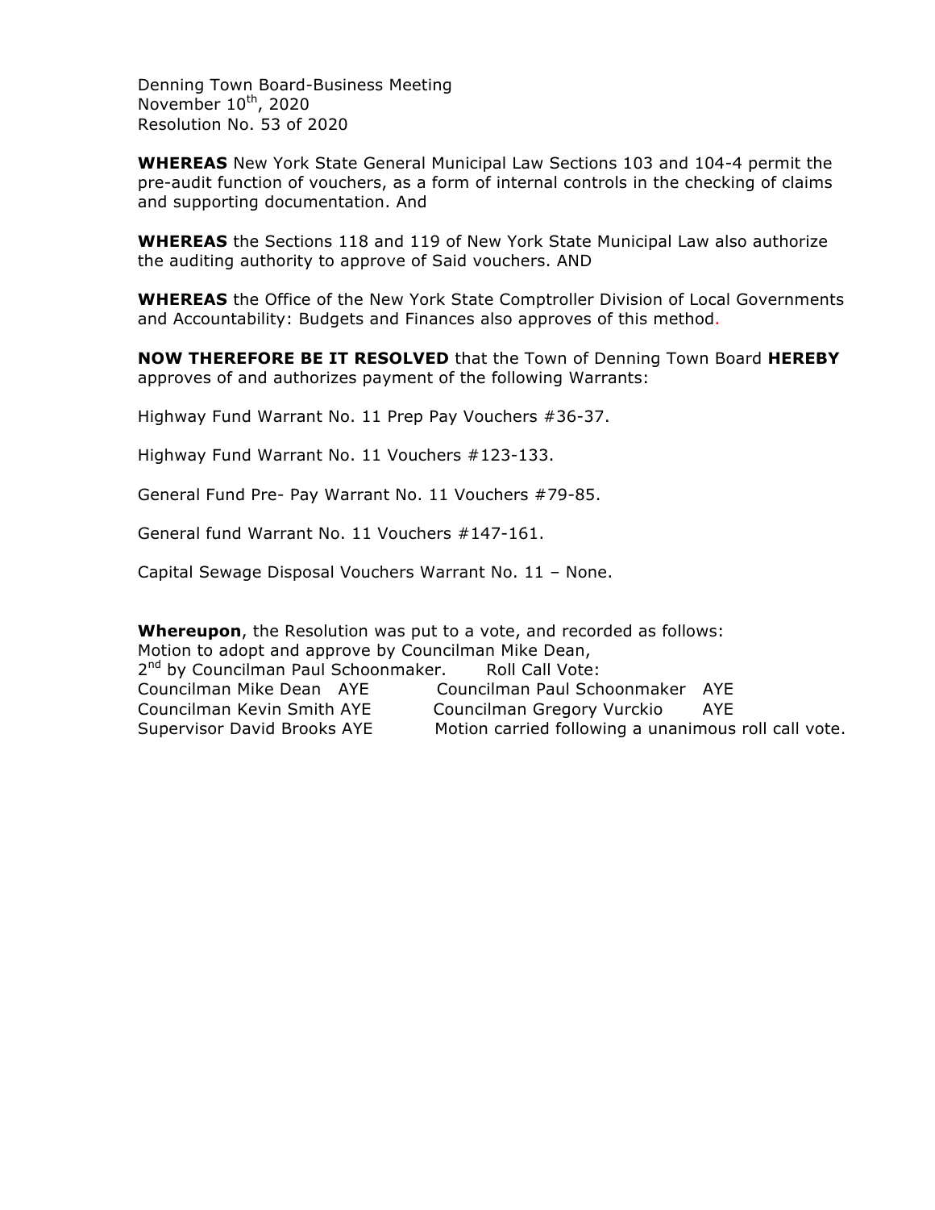Denning Town Board-Business Meeting
November 10th, 2020
Resolution No. 53 of 2020

**WHEREAS** New York State General Municipal Law Sections 103 and 104-4 permit the pre-audit function of vouchers, as a form of internal controls in the checking of claims and supporting documentation. And

**WHEREAS** the Sections 118 and 119 of New York State Municipal Law also authorize the auditing authority to approve of Said vouchers. AND

**WHEREAS** the Office of the New York State Comptroller Division of Local Governments and Accountability: Budgets and Finances also approves of this method.

**NOW THEREFORE BE IT RESOLVED** that the Town of Denning Town Board **HEREBY** approves of and authorizes payment of the following Warrants:

Highway Fund Warrant No. 11 Prep Pay Vouchers #36-37.

Highway Fund Warrant No. 11 Vouchers #123-133.

General Fund Pre- Pay Warrant No. 11 Vouchers #79-85.

General fund Warrant No. 11 Vouchers #147-161.

Capital Sewage Disposal Vouchers Warrant No. 11 – None.

**Whereupon**, the Resolution was put to a vote, and recorded as follows:
Motion to adopt and approve by Councilman Mike Dean,
2nd by Councilman Paul Schoonmaker. Roll Call Vote:
Councilman Mike Dean AYE Councilman Paul Schoonmaker AYE
Councilman Kevin Smith AYE Councilman Gregory Vurckio AYE
Supervisor David Brooks AYE Motion carried following a unanimous roll call vote.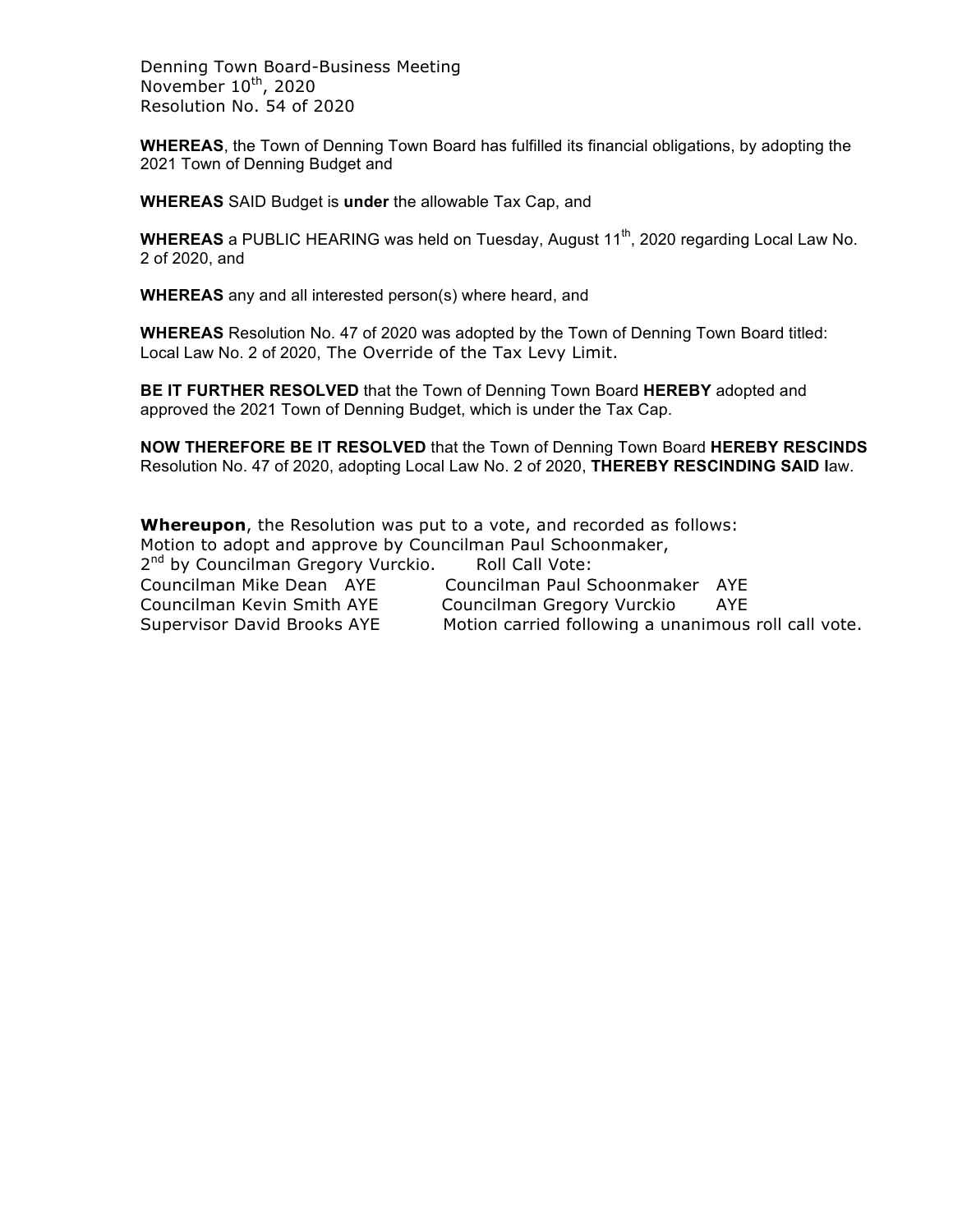Denning Town Board-Business Meeting
November 10th, 2020
Resolution No. 54 of 2020

**WHEREAS**, the Town of Denning Town Board has fulfilled its financial obligations, by adopting the 2021 Town of Denning Budget and

**WHEREAS** SAID Budget is **under** the allowable Tax Cap, and

**WHEREAS** a PUBLIC HEARING was held on Tuesday, August 11th, 2020 regarding Local Law No. 2 of 2020, and

**WHEREAS** any and all interested person(s) where heard, and

**WHEREAS** Resolution No. 47 of 2020 was adopted by the Town of Denning Town Board titled: Local Law No. 2 of 2020, The Override of the Tax Levy Limit.

**BE IT FURTHER RESOLVED** that the Town of Denning Town Board **HEREBY** adopted and approved the 2021 Town of Denning Budget, which is under the Tax Cap.

**NOW THEREFORE BE IT RESOLVED** that the Town of Denning Town Board **HEREBY RESCINDS** Resolution No. 47 of 2020, adopting Local Law No. 2 of 2020, **THEREBY RESCINDING SAID l**aw.

**Whereupon**, the Resolution was put to a vote, and recorded as follows:
Motion to adopt and approve by Councilman Paul Schoonmaker,
2nd by Councilman Gregory Vurckio. Roll Call Vote:

Councilman Mike Dean AYE — Councilman Paul Schoonmaker AYE
Councilman Kevin Smith AYE — Councilman Gregory Vurckio AYE
Supervisor David Brooks AYE — Motion carried following a unanimous roll call vote.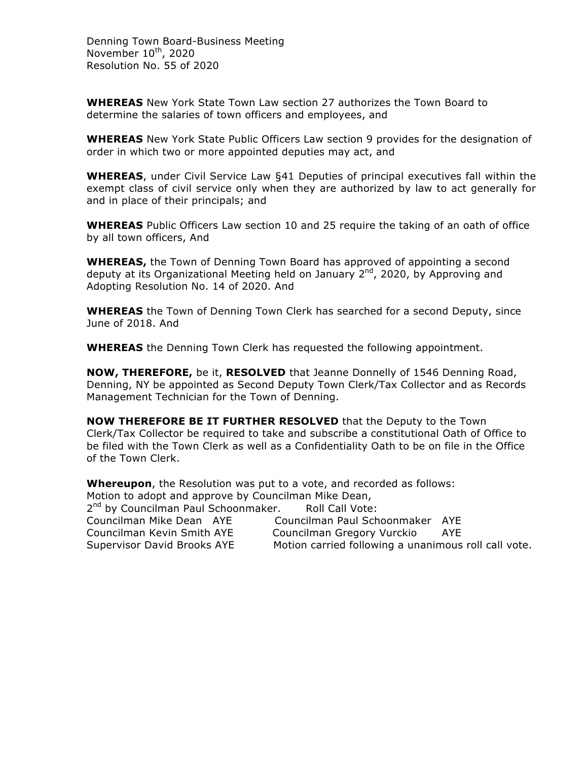Denning Town Board-Business Meeting
November 10th, 2020
Resolution No. 55 of 2020

**WHEREAS** New York State Town Law section 27 authorizes the Town Board to determine the salaries of town officers and employees, and

**WHEREAS** New York State Public Officers Law section 9 provides for the designation of order in which two or more appointed deputies may act, and

**WHEREAS**, under Civil Service Law §41 Deputies of principal executives fall within the exempt class of civil service only when they are authorized by law to act generally for and in place of their principals; and

**WHEREAS** Public Officers Law section 10 and 25 require the taking of an oath of office by all town officers, And

**WHEREAS,** the Town of Denning Town Board has approved of appointing a second deputy at its Organizational Meeting held on January 2nd, 2020, by Approving and Adopting Resolution No. 14 of 2020. And

**WHEREAS** the Town of Denning Town Clerk has searched for a second Deputy, since June of 2018. And

**WHEREAS** the Denning Town Clerk has requested the following appointment.

**NOW, THEREFORE,** be it, **RESOLVED** that Jeanne Donnelly of 1546 Denning Road, Denning, NY be appointed as Second Deputy Town Clerk/Tax Collector and as Records Management Technician for the Town of Denning.

**NOW THEREFORE BE IT FURTHER RESOLVED** that the Deputy to the Town Clerk/Tax Collector be required to take and subscribe a constitutional Oath of Office to be filed with the Town Clerk as well as a Confidentiality Oath to be on file in the Office of the Town Clerk.

**Whereupon**, the Resolution was put to a vote, and recorded as follows:
Motion to adopt and approve by Councilman Mike Dean,
2nd by Councilman Paul Schoonmaker. Roll Call Vote:

| | |
|---|---|
| Councilman Mike Dean AYE | Councilman Paul Schoonmaker AYE |
| Councilman Kevin Smith AYE | Councilman Gregory Vurckio AYE |
| Supervisor David Brooks AYE | Motion carried following a unanimous roll call vote. |